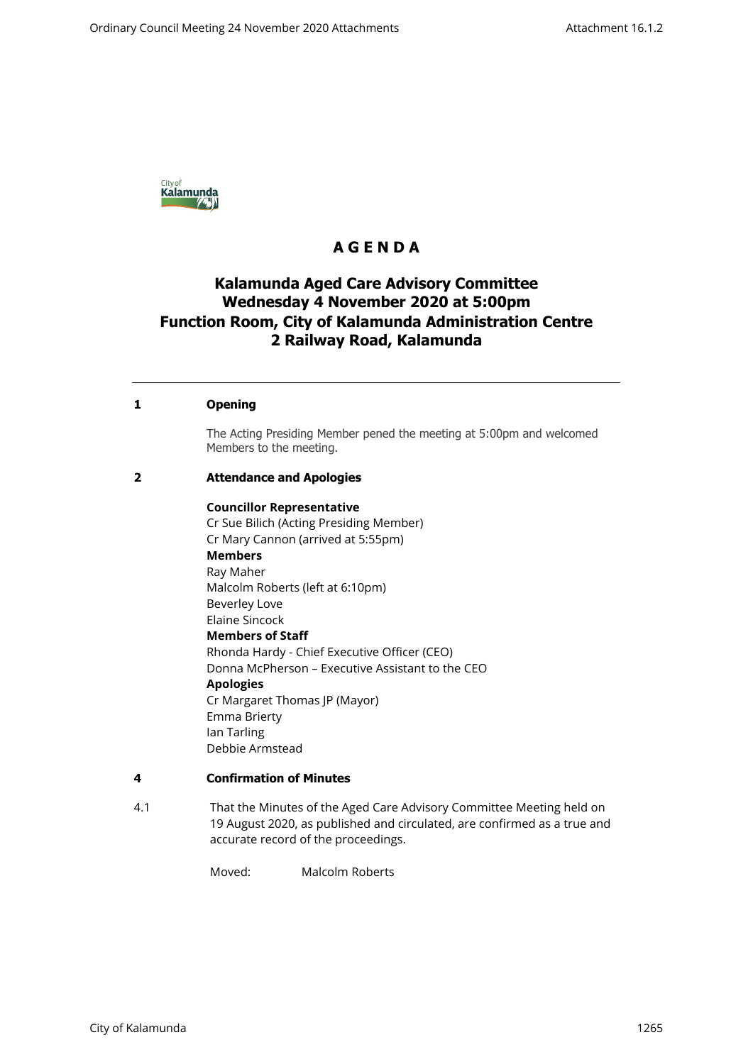# A G E N D A

## Kalamunda Aged Care Advisory Committee
## Wednesday 4 November 2020 at 5:00pm
## Function Room, City of Kalamunda Administration Centre
## 2 Railway Road, Kalamunda

---

**1 Opening**

The Acting Presiding Member pened the meeting at 5:00pm and welcomed Members to the meeting.

**2 Attendance and Apologies**

**Councillor Representative**
Cr Sue Bilich (Acting Presiding Member)
Cr Mary Cannon (arrived at 5:55pm)
**Members**
Ray Maher
Malcolm Roberts (left at 6:10pm)
Beverley Love
Elaine Sincock
**Members of Staff**
Rhonda Hardy - Chief Executive Officer (CEO)
Donna McPherson – Executive Assistant to the CEO
**Apologies**
Cr Margaret Thomas JP (Mayor)
Emma Brierty
Ian Tarling
Debbie Armstead

**4 Confirmation of Minutes**

4.1 That the Minutes of the Aged Care Advisory Committee Meeting held on 19 August 2020, as published and circulated, are confirmed as a true and accurate record of the proceedings.

Moved: Malcolm Roberts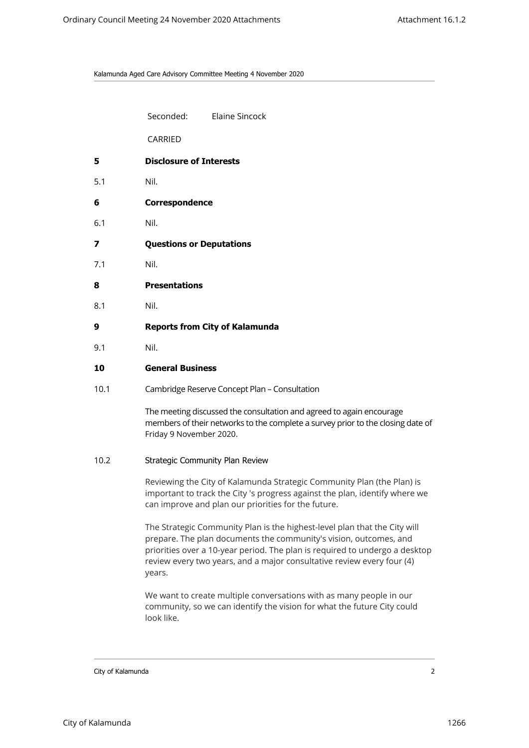Seconded: Elaine Sincock

CARRIED

## 5 Disclosure of Interests

5.1 Nil.

## 6 Correspondence

6.1 Nil.

## 7 Questions or Deputations

7.1 Nil.

## 8 Presentations

8.1 Nil.

## 9 Reports from City of Kalamunda

9.1 Nil.

## 10 General Business

10.1 Cambridge Reserve Concept Plan – Consultation

The meeting discussed the consultation and agreed to again encourage members of their networks to the complete a survey prior to the closing date of Friday 9 November 2020.

10.2 Strategic Community Plan Review

Reviewing the City of Kalamunda Strategic Community Plan (the Plan) is important to track the City 's progress against the plan, identify where we can improve and plan our priorities for the future.

The Strategic Community Plan is the highest-level plan that the City will prepare. The plan documents the community's vision, outcomes, and priorities over a 10-year period. The plan is required to undergo a desktop review every two years, and a major consultative review every four (4) years.

We want to create multiple conversations with as many people in our community, so we can identify the vision for what the future City could look like.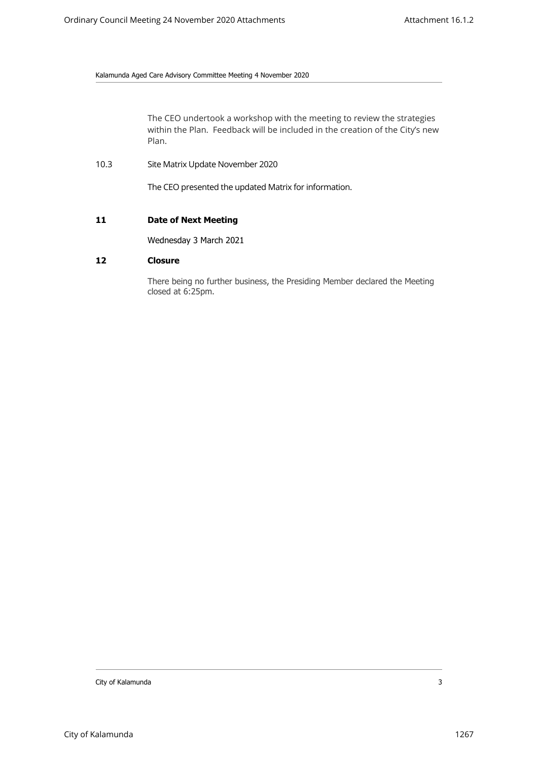The CEO undertook a workshop with the meeting to review the strategies within the Plan. Feedback will be included in the creation of the City's new Plan.

10.3 Site Matrix Update November 2020

The CEO presented the updated Matrix for information.

## 11 Date of Next Meeting

Wednesday 3 March 2021

## 12 Closure

There being no further business, the Presiding Member declared the Meeting closed at 6:25pm.